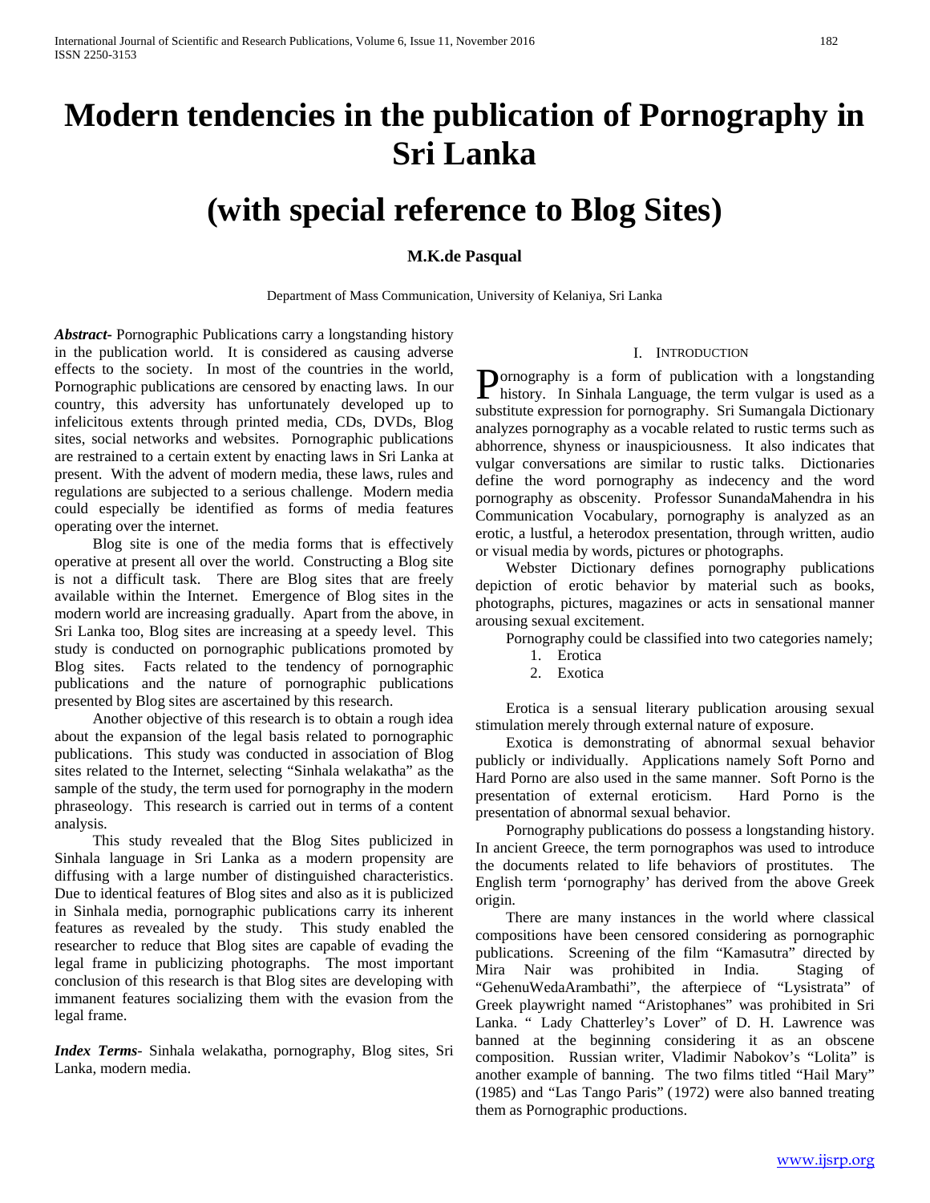# Modern tendencies in the publication of Pornography in Sri Lanka

# (with special reference to Blog Sites)

**M.K.de Pasqual**

Department of Mass Communication, University of Kelaniya, Sri Lanka

***Abstract*-** Pornographic Publications carry a longstanding history in the publication world. It is considered as causing adverse effects to the society. In most of the countries in the world, Pornographic publications are censored by enacting laws. In our country, this adversity has unfortunately developed up to infelicitous extents through printed media, CDs, DVDs, Blog sites, social networks and websites. Pornographic publications are restrained to a certain extent by enacting laws in Sri Lanka at present. With the advent of modern media, these laws, rules and regulations are subjected to a serious challenge. Modern media could especially be identified as forms of media features operating over the internet.

Blog site is one of the media forms that is effectively operative at present all over the world. Constructing a Blog site is not a difficult task. There are Blog sites that are freely available within the Internet. Emergence of Blog sites in the modern world are increasing gradually. Apart from the above, in Sri Lanka too, Blog sites are increasing at a speedy level. This study is conducted on pornographic publications promoted by Blog sites. Facts related to the tendency of pornographic publications and the nature of pornographic publications presented by Blog sites are ascertained by this research.

Another objective of this research is to obtain a rough idea about the expansion of the legal basis related to pornographic publications. This study was conducted in association of Blog sites related to the Internet, selecting "Sinhala welakatha" as the sample of the study, the term used for pornography in the modern phraseology. This research is carried out in terms of a content analysis.

This study revealed that the Blog Sites publicized in Sinhala language in Sri Lanka as a modern propensity are diffusing with a large number of distinguished characteristics. Due to identical features of Blog sites and also as it is publicized in Sinhala media, pornographic publications carry its inherent features as revealed by the study. This study enabled the researcher to reduce that Blog sites are capable of evading the legal frame in publicizing photographs. The most important conclusion of this research is that Blog sites are developing with immanent features socializing them with the evasion from the legal frame.

***Index Terms*-** Sinhala welakatha, pornography, Blog sites, Sri Lanka, modern media.

## I. Introduction

Pornography is a form of publication with a longstanding history. In Sinhala Language, the term vulgar is used as a substitute expression for pornography. Sri Sumangala Dictionary analyzes pornography as a vocable related to rustic terms such as abhorrence, shyness or inauspiciousness. It also indicates that vulgar conversations are similar to rustic talks. Dictionaries define the word pornography as indecency and the word pornography as obscenity. Professor SunandaMahendra in his Communication Vocabulary, pornography is analyzed as an erotic, a lustful, a heterodox presentation, through written, audio or visual media by words, pictures or photographs.

Webster Dictionary defines pornography publications depiction of erotic behavior by material such as books, photographs, pictures, magazines or acts in sensational manner arousing sexual excitement.

Pornography could be classified into two categories namely;

1. Erotica
2. Exotica

Erotica is a sensual literary publication arousing sexual stimulation merely through external nature of exposure.

Exotica is demonstrating of abnormal sexual behavior publicly or individually. Applications namely Soft Porno and Hard Porno are also used in the same manner. Soft Porno is the presentation of external eroticism. Hard Porno is the presentation of abnormal sexual behavior.

Pornography publications do possess a longstanding history. In ancient Greece, the term pornographos was used to introduce the documents related to life behaviors of prostitutes. The English term 'pornography' has derived from the above Greek origin.

There are many instances in the world where classical compositions have been censored considering as pornographic publications. Screening of the film "Kamasutra" directed by Mira Nair was prohibited in India. Staging of "GehenuWedaArambathi", the afterpiece of "Lysistrata" of Greek playwright named "Aristophanes" was prohibited in Sri Lanka. " Lady Chatterley's Lover" of D. H. Lawrence was banned at the beginning considering it as an obscene composition. Russian writer, Vladimir Nabokov's "Lolita" is another example of banning. The two films titled "Hail Mary" (1985) and "Las Tango Paris" (1972) were also banned treating them as Pornographic productions.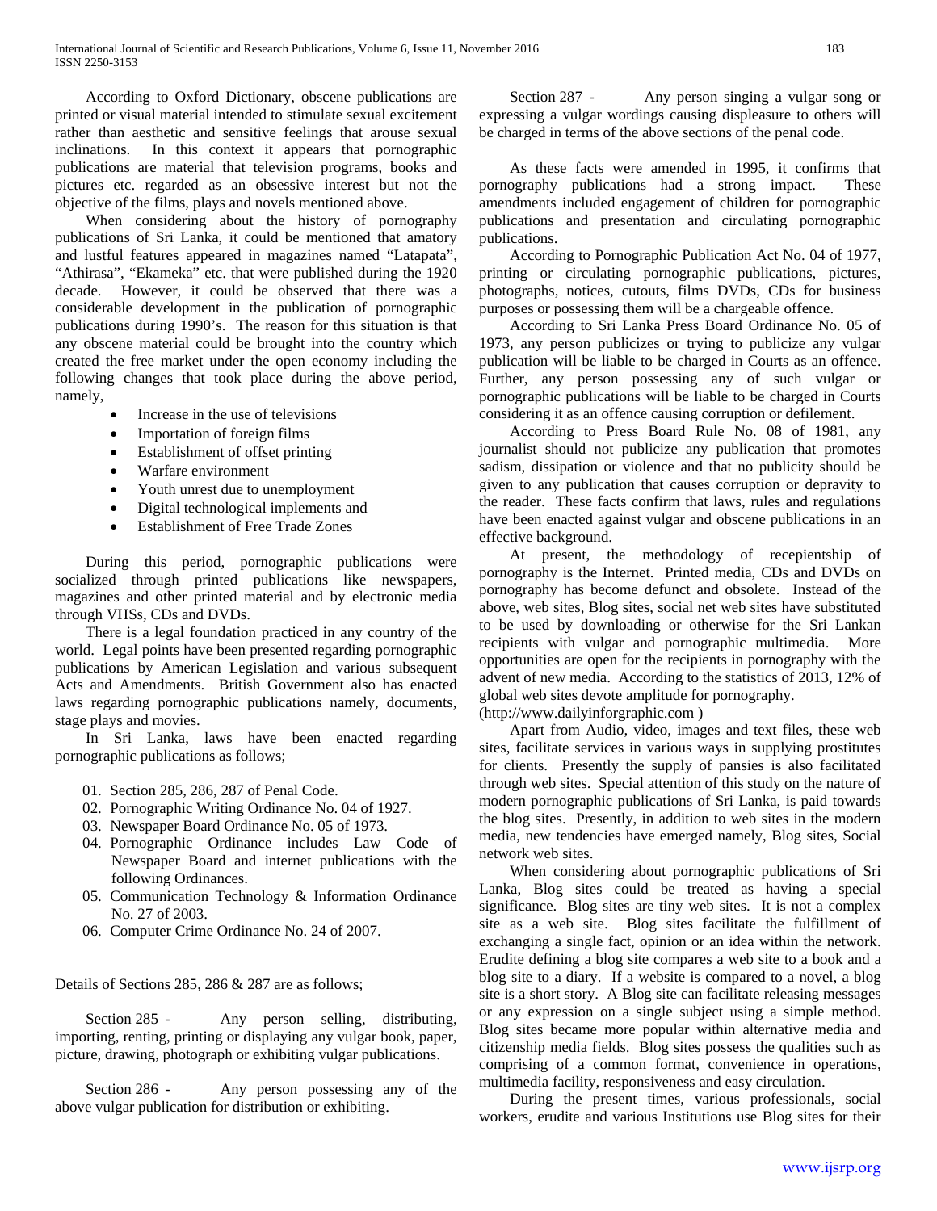According to Oxford Dictionary, obscene publications are printed or visual material intended to stimulate sexual excitement rather than aesthetic and sensitive feelings that arouse sexual inclinations. In this context it appears that pornographic publications are material that television programs, books and pictures etc. regarded as an obsessive interest but not the objective of the films, plays and novels mentioned above.

When considering about the history of pornography publications of Sri Lanka, it could be mentioned that amatory and lustful features appeared in magazines named "Latapata", "Athirasa", "Ekameka" etc. that were published during the 1920 decade. However, it could be observed that there was a considerable development in the publication of pornographic publications during 1990's. The reason for this situation is that any obscene material could be brought into the country which created the free market under the open economy including the following changes that took place during the above period, namely,

- Increase in the use of televisions
- Importation of foreign films
- Establishment of offset printing
- Warfare environment
- Youth unrest due to unemployment
- Digital technological implements and
- Establishment of Free Trade Zones

During this period, pornographic publications were socialized through printed publications like newspapers, magazines and other printed material and by electronic media through VHSs, CDs and DVDs.

There is a legal foundation practiced in any country of the world. Legal points have been presented regarding pornographic publications by American Legislation and various subsequent Acts and Amendments. British Government also has enacted laws regarding pornographic publications namely, documents, stage plays and movies.

In Sri Lanka, laws have been enacted regarding pornographic publications as follows;

01. Section 285, 286, 287 of Penal Code.
02. Pornographic Writing Ordinance No. 04 of 1927.
03. Newspaper Board Ordinance No. 05 of 1973.
04. Pornographic Ordinance includes Law Code of Newspaper Board and internet publications with the following Ordinances.
05. Communication Technology & Information Ordinance No. 27 of 2003.
06. Computer Crime Ordinance No. 24 of 2007.

Details of Sections 285, 286 & 287 are as follows;

Section 285 - Any person selling, distributing, importing, renting, printing or displaying any vulgar book, paper, picture, drawing, photograph or exhibiting vulgar publications.

Section 286 - Any person possessing any of the above vulgar publication for distribution or exhibiting.

Section 287 - Any person singing a vulgar song or expressing a vulgar wordings causing displeasure to others will be charged in terms of the above sections of the penal code.

As these facts were amended in 1995, it confirms that pornography publications had a strong impact. These amendments included engagement of children for pornographic publications and presentation and circulating pornographic publications.

According to Pornographic Publication Act No. 04 of 1977, printing or circulating pornographic publications, pictures, photographs, notices, cutouts, films DVDs, CDs for business purposes or possessing them will be a chargeable offence.

According to Sri Lanka Press Board Ordinance No. 05 of 1973, any person publicizes or trying to publicize any vulgar publication will be liable to be charged in Courts as an offence. Further, any person possessing any of such vulgar or pornographic publications will be liable to be charged in Courts considering it as an offence causing corruption or defilement.

According to Press Board Rule No. 08 of 1981, any journalist should not publicize any publication that promotes sadism, dissipation or violence and that no publicity should be given to any publication that causes corruption or depravity to the reader. These facts confirm that laws, rules and regulations have been enacted against vulgar and obscene publications in an effective background.

At present, the methodology of recepientship of pornography is the Internet. Printed media, CDs and DVDs on pornography has become defunct and obsolete. Instead of the above, web sites, Blog sites, social net web sites have substituted to be used by downloading or otherwise for the Sri Lankan recipients with vulgar and pornographic multimedia. More opportunities are open for the recipients in pornography with the advent of new media. According to the statistics of 2013, 12% of global web sites devote amplitude for pornography. (http://www.dailyinforgraphic.com )

Apart from Audio, video, images and text files, these web sites, facilitate services in various ways in supplying prostitutes for clients. Presently the supply of pansies is also facilitated through web sites. Special attention of this study on the nature of modern pornographic publications of Sri Lanka, is paid towards the blog sites. Presently, in addition to web sites in the modern media, new tendencies have emerged namely, Blog sites, Social network web sites.

When considering about pornographic publications of Sri Lanka, Blog sites could be treated as having a special significance. Blog sites are tiny web sites. It is not a complex site as a web site. Blog sites facilitate the fulfillment of exchanging a single fact, opinion or an idea within the network. Erudite defining a blog site compares a web site to a book and a blog site to a diary. If a website is compared to a novel, a blog site is a short story. A Blog site can facilitate releasing messages or any expression on a single subject using a simple method. Blog sites became more popular within alternative media and citizenship media fields. Blog sites possess the qualities such as comprising of a common format, convenience in operations, multimedia facility, responsiveness and easy circulation.

During the present times, various professionals, social workers, erudite and various Institutions use Blog sites for their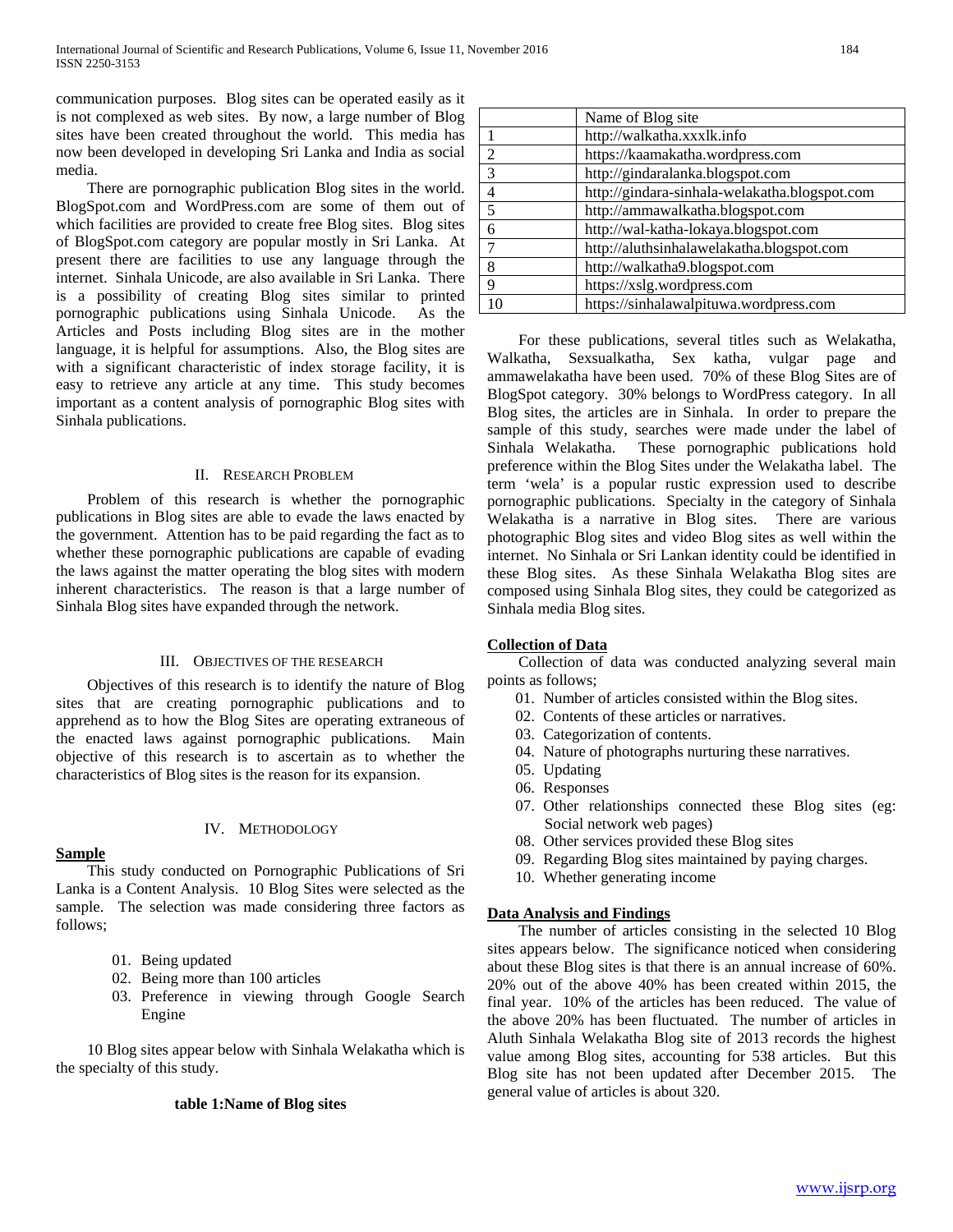communication purposes. Blog sites can be operated easily as it is not complexed as web sites. By now, a large number of Blog sites have been created throughout the world. This media has now been developed in developing Sri Lanka and India as social media.

There are pornographic publication Blog sites in the world. BlogSpot.com and WordPress.com are some of them out of which facilities are provided to create free Blog sites. Blog sites of BlogSpot.com category are popular mostly in Sri Lanka. At present there are facilities to use any language through the internet. Sinhala Unicode, are also available in Sri Lanka. There is a possibility of creating Blog sites similar to printed pornographic publications using Sinhala Unicode. As the Articles and Posts including Blog sites are in the mother language, it is helpful for assumptions. Also, the Blog sites are with a significant characteristic of index storage facility, it is easy to retrieve any article at any time. This study becomes important as a content analysis of pornographic Blog sites with Sinhala publications.

## II. Research Problem

Problem of this research is whether the pornographic publications in Blog sites are able to evade the laws enacted by the government. Attention has to be paid regarding the fact as to whether these pornographic publications are capable of evading the laws against the matter operating the blog sites with modern inherent characteristics. The reason is that a large number of Sinhala Blog sites have expanded through the network.

## III. Objectives of the Research

Objectives of this research is to identify the nature of Blog sites that are creating pornographic publications and to apprehend as to how the Blog Sites are operating extraneous of the enacted laws against pornographic publications. Main objective of this research is to ascertain as to whether the characteristics of Blog sites is the reason for its expansion.

## IV. Methodology

**Sample**

This study conducted on Pornographic Publications of Sri Lanka is a Content Analysis. 10 Blog Sites were selected as the sample. The selection was made considering three factors as follows;

01. Being updated
02. Being more than 100 articles
03. Preference in viewing through Google Search Engine

10 Blog sites appear below with Sinhala Welakatha which is the specialty of this study.

**table 1:Name of Blog sites**

| | Name of Blog site |
|---|---|
| 1 | http://walkatha.xxxlk.info |
| 2 | https://kaamakatha.wordpress.com |
| 3 | http://gindaralanka.blogspot.com |
| 4 | http://gindara-sinhala-welakatha.blogspot.com |
| 5 | http://ammawalkatha.blogspot.com |
| 6 | http://wal-katha-lokaya.blogspot.com |
| 7 | http://aluthsinhalawelakatha.blogspot.com |
| 8 | http://walkatha9.blogspot.com |
| 9 | https://xslg.wordpress.com |
| 10 | https://sinhalawalpituwa.wordpress.com |

For these publications, several titles such as Welakatha, Walkatha, Sexsualkatha, Sex katha, vulgar page and ammawelakatha have been used. 70% of these Blog Sites are of BlogSpot category. 30% belongs to WordPress category. In all Blog sites, the articles are in Sinhala. In order to prepare the sample of this study, searches were made under the label of Sinhala Welakatha. These pornographic publications hold preference within the Blog Sites under the Welakatha label. The term 'wela' is a popular rustic expression used to describe pornographic publications. Specialty in the category of Sinhala Welakatha is a narrative in Blog sites. There are various photographic Blog sites and video Blog sites as well within the internet. No Sinhala or Sri Lankan identity could be identified in these Blog sites. As these Sinhala Welakatha Blog sites are composed using Sinhala Blog sites, they could be categorized as Sinhala media Blog sites.

**Collection of Data**

Collection of data was conducted analyzing several main points as follows;

01. Number of articles consisted within the Blog sites.
02. Contents of these articles or narratives.
03. Categorization of contents.
04. Nature of photographs nurturing these narratives.
05. Updating
06. Responses
07. Other relationships connected these Blog sites (eg: Social network web pages)
08. Other services provided these Blog sites
09. Regarding Blog sites maintained by paying charges.
10. Whether generating income

**Data Analysis and Findings**

The number of articles consisting in the selected 10 Blog sites appears below. The significance noticed when considering about these Blog sites is that there is an annual increase of 60%. 20% out of the above 40% has been created within 2015, the final year. 10% of the articles has been reduced. The value of the above 20% has been fluctuated. The number of articles in Aluth Sinhala Welakatha Blog site of 2013 records the highest value among Blog sites, accounting for 538 articles. But this Blog site has not been updated after December 2015. The general value of articles is about 320.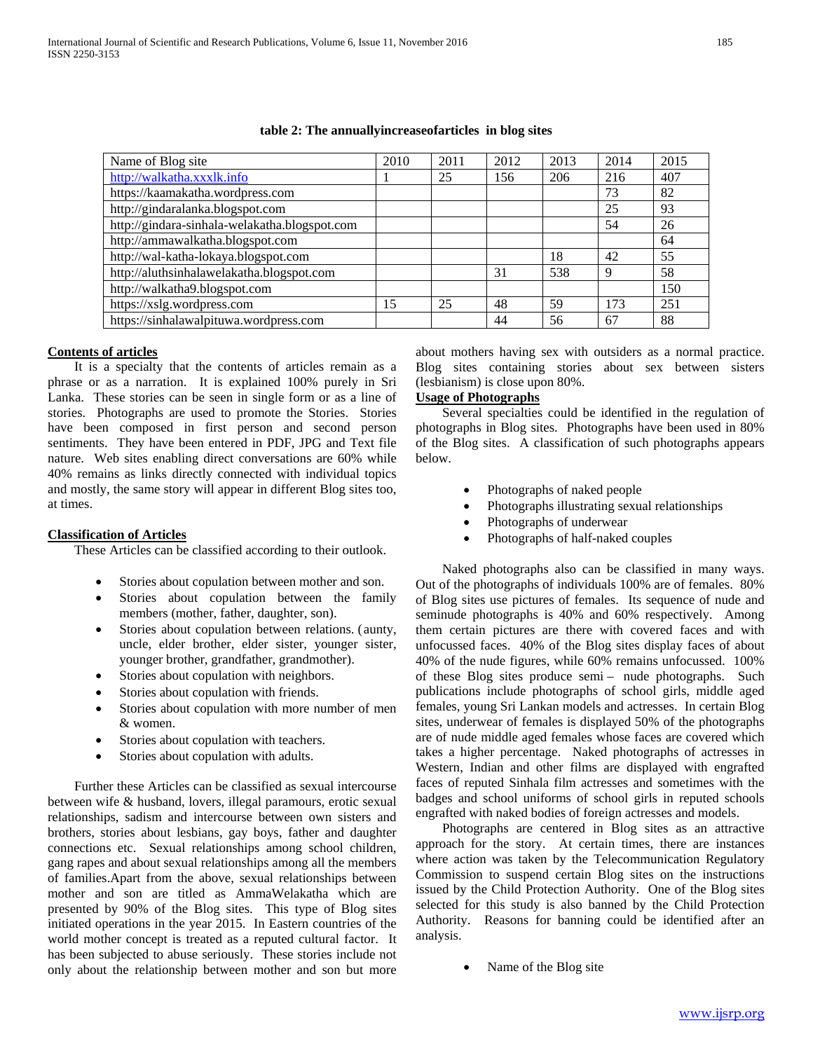**table 2: The annuallyincreaseofarticles in blog sites**

| Name of Blog site | 2010 | 2011 | 2012 | 2013 | 2014 | 2015 |
|---|---|---|---|---|---|---|
| http://walkatha.xxxlk.info | 1 | 25 | 156 | 206 | 216 | 407 |
| https://kaamakatha.wordpress.com | | | | | 73 | 82 |
| http://gindaralanka.blogspot.com | | | | | 25 | 93 |
| http://gindara-sinhala-welakatha.blogspot.com | | | | | 54 | 26 |
| http://ammawalkatha.blogspot.com | | | | | | 64 |
| http://wal-katha-lokaya.blogspot.com | | | | 18 | 42 | 55 |
| http://aluthsinhalawelakatha.blogspot.com | | | 31 | 538 | 9 | 58 |
| http://walkatha9.blogspot.com | | | | | | 150 |
| https://xslg.wordpress.com | 15 | 25 | 48 | 59 | 173 | 251 |
| https://sinhalawalpituwa.wordpress.com | | | 44 | 56 | 67 | 88 |

**Contents of articles**

It is a specialty that the contents of articles remain as a phrase or as a narration. It is explained 100% purely in Sri Lanka. These stories can be seen in single form or as a line of stories. Photographs are used to promote the Stories. Stories have been composed in first person and second person sentiments. They have been entered in PDF, JPG and Text file nature. Web sites enabling direct conversations are 60% while 40% remains as links directly connected with individual topics and mostly, the same story will appear in different Blog sites too, at times.

**Classification of Articles**

These Articles can be classified according to their outlook.

- Stories about copulation between mother and son.
- Stories about copulation between the family members (mother, father, daughter, son).
- Stories about copulation between relations. (aunty, uncle, elder brother, elder sister, younger sister, younger brother, grandfather, grandmother).
- Stories about copulation with neighbors.
- Stories about copulation with friends.
- Stories about copulation with more number of men & women.
- Stories about copulation with teachers.
- Stories about copulation with adults.

Further these Articles can be classified as sexual intercourse between wife & husband, lovers, illegal paramours, erotic sexual relationships, sadism and intercourse between own sisters and brothers, stories about lesbians, gay boys, father and daughter connections etc. Sexual relationships among school children, gang rapes and about sexual relationships among all the members of families.Apart from the above, sexual relationships between mother and son are titled as AmmaWelakatha which are presented by 90% of the Blog sites. This type of Blog sites initiated operations in the year 2015. In Eastern countries of the world mother concept is treated as a reputed cultural factor. It has been subjected to abuse seriously. These stories include not only about the relationship between mother and son but more about mothers having sex with outsiders as a normal practice. Blog sites containing stories about sex between sisters (lesbianism) is close upon 80%.

**Usage of Photographs**

Several specialties could be identified in the regulation of photographs in Blog sites. Photographs have been used in 80% of the Blog sites. A classification of such photographs appears below.

- Photographs of naked people
- Photographs illustrating sexual relationships
- Photographs of underwear
- Photographs of half-naked couples

Naked photographs also can be classified in many ways. Out of the photographs of individuals 100% are of females. 80% of Blog sites use pictures of females. Its sequence of nude and seminude photographs is 40% and 60% respectively. Among them certain pictures are there with covered faces and with unfocussed faces. 40% of the Blog sites display faces of about 40% of the nude figures, while 60% remains unfocussed. 100% of these Blog sites produce semi – nude photographs. Such publications include photographs of school girls, middle aged females, young Sri Lankan models and actresses. In certain Blog sites, underwear of females is displayed 50% of the photographs are of nude middle aged females whose faces are covered which takes a higher percentage. Naked photographs of actresses in Western, Indian and other films are displayed with engrafted faces of reputed Sinhala film actresses and sometimes with the badges and school uniforms of school girls in reputed schools engrafted with naked bodies of foreign actresses and models.

Photographs are centered in Blog sites as an attractive approach for the story. At certain times, there are instances where action was taken by the Telecommunication Regulatory Commission to suspend certain Blog sites on the instructions issued by the Child Protection Authority. One of the Blog sites selected for this study is also banned by the Child Protection Authority. Reasons for banning could be identified after an analysis.

- Name of the Blog site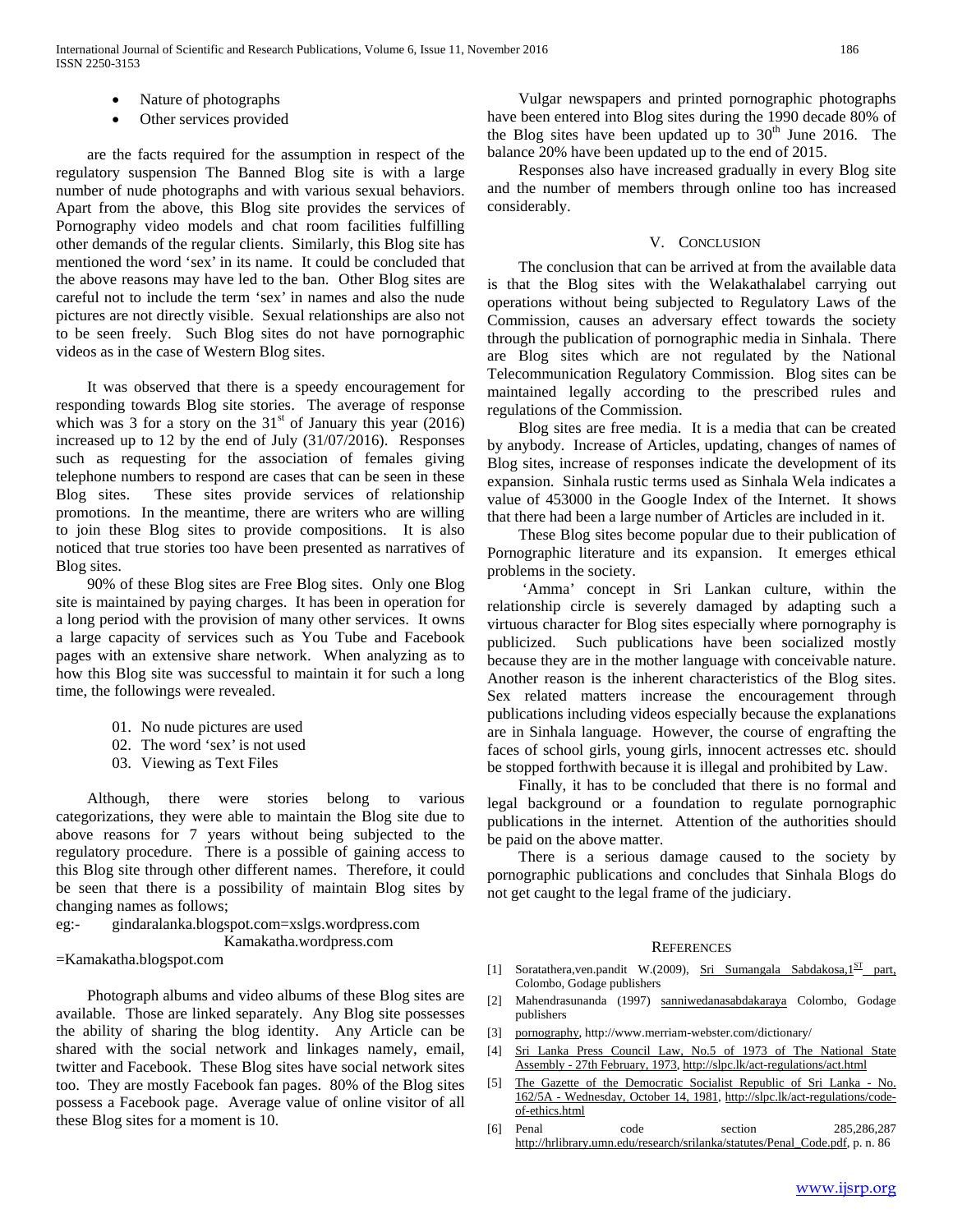- Nature of photographs
- Other services provided

are the facts required for the assumption in respect of the regulatory suspension The Banned Blog site is with a large number of nude photographs and with various sexual behaviors. Apart from the above, this Blog site provides the services of Pornography video models and chat room facilities fulfilling other demands of the regular clients. Similarly, this Blog site has mentioned the word 'sex' in its name. It could be concluded that the above reasons may have led to the ban. Other Blog sites are careful not to include the term 'sex' in names and also the nude pictures are not directly visible. Sexual relationships are also not to be seen freely. Such Blog sites do not have pornographic videos as in the case of Western Blog sites.

It was observed that there is a speedy encouragement for responding towards Blog site stories. The average of response which was 3 for a story on the 31st of January this year (2016) increased up to 12 by the end of July (31/07/2016). Responses such as requesting for the association of females giving telephone numbers to respond are cases that can be seen in these Blog sites. These sites provide services of relationship promotions. In the meantime, there are writers who are willing to join these Blog sites to provide compositions. It is also noticed that true stories too have been presented as narratives of Blog sites.

90% of these Blog sites are Free Blog sites. Only one Blog site is maintained by paying charges. It has been in operation for a long period with the provision of many other services. It owns a large capacity of services such as You Tube and Facebook pages with an extensive share network. When analyzing as to how this Blog site was successful to maintain it for such a long time, the followings were revealed.

01. No nude pictures are used
02. The word 'sex' is not used
03. Viewing as Text Files

Although, there were stories belong to various categorizations, they were able to maintain the Blog site due to above reasons for 7 years without being subjected to the regulatory procedure. There is a possible of gaining access to this Blog site through other different names. Therefore, it could be seen that there is a possibility of maintain Blog sites by changing names as follows;

eg:- gindaralanka.blogspot.com=xslgs.wordpress.com
Kamakatha.wordpress.com
=Kamakatha.blogspot.com

Photograph albums and video albums of these Blog sites are available. Those are linked separately. Any Blog site possesses the ability of sharing the blog identity. Any Article can be shared with the social network and linkages namely, email, twitter and Facebook. These Blog sites have social network sites too. They are mostly Facebook fan pages. 80% of the Blog sites possess a Facebook page. Average value of online visitor of all these Blog sites for a moment is 10.

Vulgar newspapers and printed pornographic photographs have been entered into Blog sites during the 1990 decade 80% of the Blog sites have been updated up to 30th June 2016. The balance 20% have been updated up to the end of 2015.

Responses also have increased gradually in every Blog site and the number of members through online too has increased considerably.

## V. Conclusion

The conclusion that can be arrived at from the available data is that the Blog sites with the Welakathalabel carrying out operations without being subjected to Regulatory Laws of the Commission, causes an adversary effect towards the society through the publication of pornographic media in Sinhala. There are Blog sites which are not regulated by the National Telecommunication Regulatory Commission. Blog sites can be maintained legally according to the prescribed rules and regulations of the Commission.

Blog sites are free media. It is a media that can be created by anybody. Increase of Articles, updating, changes of names of Blog sites, increase of responses indicate the development of its expansion. Sinhala rustic terms used as Sinhala Wela indicates a value of 453000 in the Google Index of the Internet. It shows that there had been a large number of Articles are included in it.

These Blog sites become popular due to their publication of Pornographic literature and its expansion. It emerges ethical problems in the society.

'Amma' concept in Sri Lankan culture, within the relationship circle is severely damaged by adapting such a virtuous character for Blog sites especially where pornography is publicized. Such publications have been socialized mostly because they are in the mother language with conceivable nature. Another reason is the inherent characteristics of the Blog sites. Sex related matters increase the encouragement through publications including videos especially because the explanations are in Sinhala language. However, the course of engrafting the faces of school girls, young girls, innocent actresses etc. should be stopped forthwith because it is illegal and prohibited by Law.

Finally, it has to be concluded that there is no formal and legal background or a foundation to regulate pornographic publications in the internet. Attention of the authorities should be paid on the above matter.

There is a serious damage caused to the society by pornographic publications and concludes that Sinhala Blogs do not get caught to the legal frame of the judiciary.

## References

[1] Soratathera,ven.pandit W.(2009), Sri Sumangala Sabdakosa,1ST part, Colombo, Godage publishers

[2] Mahendrasunanda (1997) sanniwedanasabdakaraya Colombo, Godage publishers

[3] pornography, http://www.merriam-webster.com/dictionary/

[4] Sri Lanka Press Council Law, No.5 of 1973 of The National State Assembly - 27th February, 1973, http://slpc.lk/act-regulations/act.html

[5] The Gazette of the Democratic Socialist Republic of Sri Lanka - No. 162/5A - Wednesday, October 14, 1981, http://slpc.lk/act-regulations/code-of-ethics.html

[6] Penal code section 285,286,287 http://hrlibrary.umn.edu/research/srilanka/statutes/Penal_Code.pdf, p. n. 86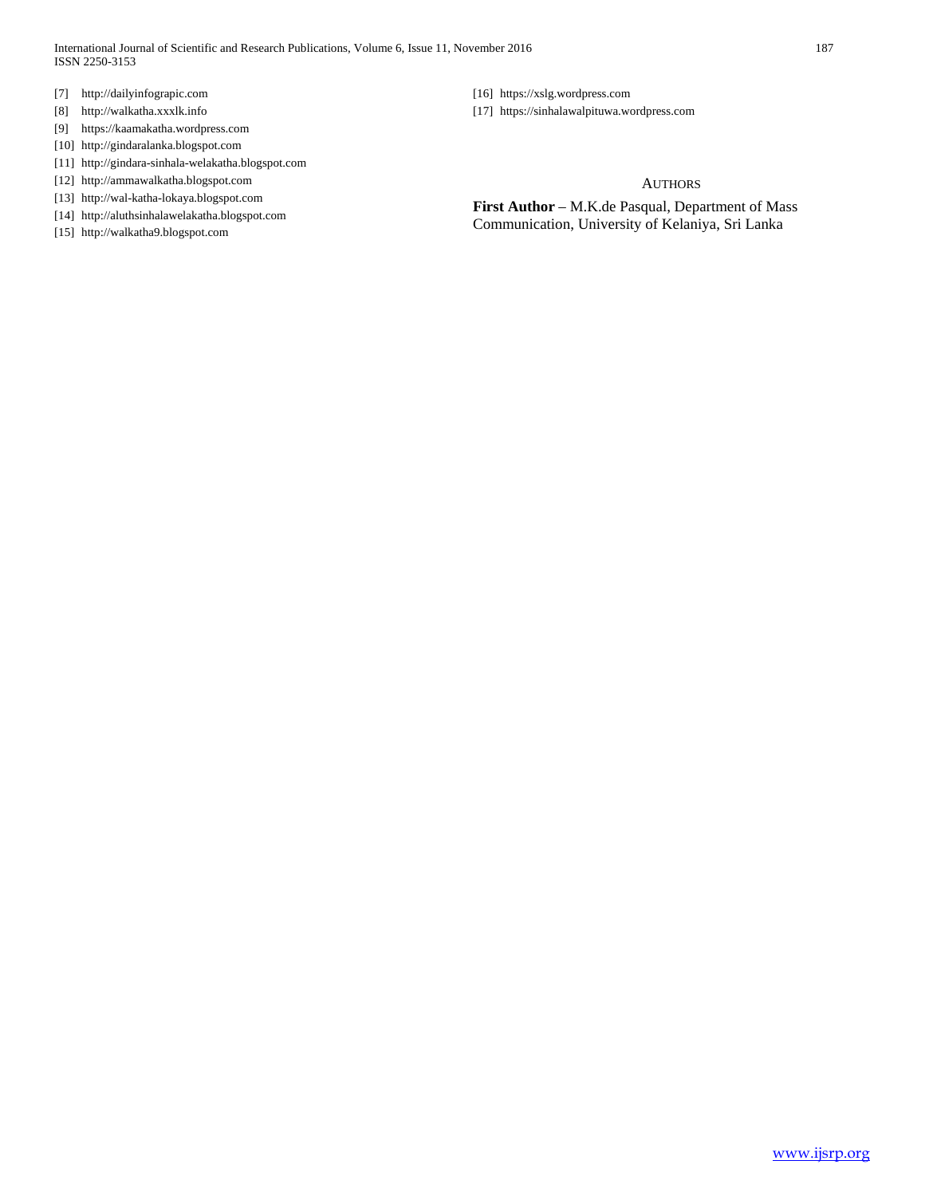[7] http://dailyinfograpic.com

[8] http://walkatha.xxxlk.info

[9] https://kaamakatha.wordpress.com

[10] http://gindaralanka.blogspot.com

[11] http://gindara-sinhala-welakatha.blogspot.com

[12] http://ammawalkatha.blogspot.com

[13] http://wal-katha-lokaya.blogspot.com

[14] http://aluthsinhalawelakatha.blogspot.com

[15] http://walkatha9.blogspot.com

[16] https://xslg.wordpress.com

[17] https://sinhalawalpituwa.wordpress.com

## Authors

**First Author** – M.K.de Pasqual, Department of Mass Communication, University of Kelaniya, Sri Lanka